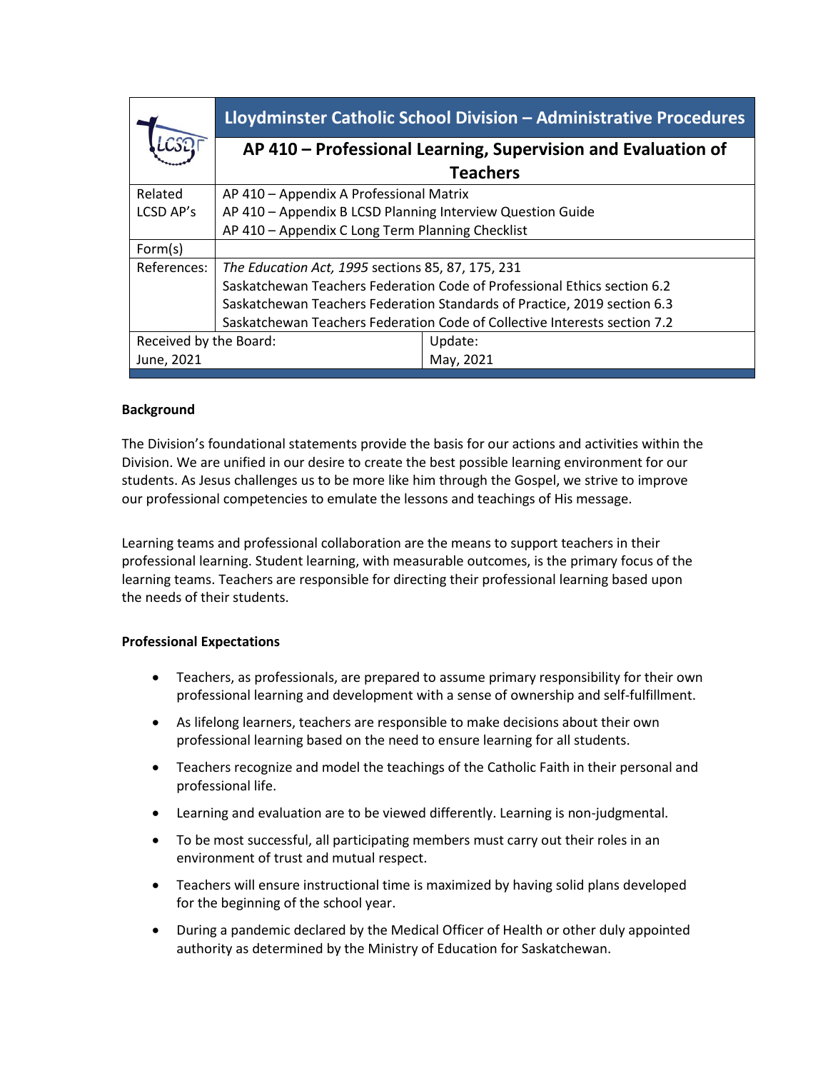| | Lloydminster Catholic School Division – Administrative Procedures | |
|---|---|---|
| | **AP 410 – Professional Learning, Supervision and Evaluation of Teachers** | |
| Related LCSD AP's | AP 410 – Appendix A Professional Matrix<br>AP 410 – Appendix B LCSD Planning Interview Question Guide<br>AP 410 – Appendix C Long Term Planning Checklist | |
| Form(s) | | |
| References: | *The Education Act, 1995* sections 85, 87, 175, 231<br>Saskatchewan Teachers Federation Code of Professional Ethics section 6.2<br>Saskatchewan Teachers Federation Standards of Practice, 2019 section 6.3<br>Saskatchewan Teachers Federation Code of Collective Interests section 7.2 | |
| Received by the Board:<br>June, 2021 | | Update:<br>May, 2021 |

**Background**

The Division's foundational statements provide the basis for our actions and activities within the Division. We are unified in our desire to create the best possible learning environment for our students. As Jesus challenges us to be more like him through the Gospel, we strive to improve our professional competencies to emulate the lessons and teachings of His message.

Learning teams and professional collaboration are the means to support teachers in their professional learning. Student learning, with measurable outcomes, is the primary focus of the learning teams. Teachers are responsible for directing their professional learning based upon the needs of their students.

**Professional Expectations**

- Teachers, as professionals, are prepared to assume primary responsibility for their own professional learning and development with a sense of ownership and self-fulfillment.
- As lifelong learners, teachers are responsible to make decisions about their own professional learning based on the need to ensure learning for all students.
- Teachers recognize and model the teachings of the Catholic Faith in their personal and professional life.
- Learning and evaluation are to be viewed differently. Learning is non-judgmental.
- To be most successful, all participating members must carry out their roles in an environment of trust and mutual respect.
- Teachers will ensure instructional time is maximized by having solid plans developed for the beginning of the school year.
- During a pandemic declared by the Medical Officer of Health or other duly appointed authority as determined by the Ministry of Education for Saskatchewan.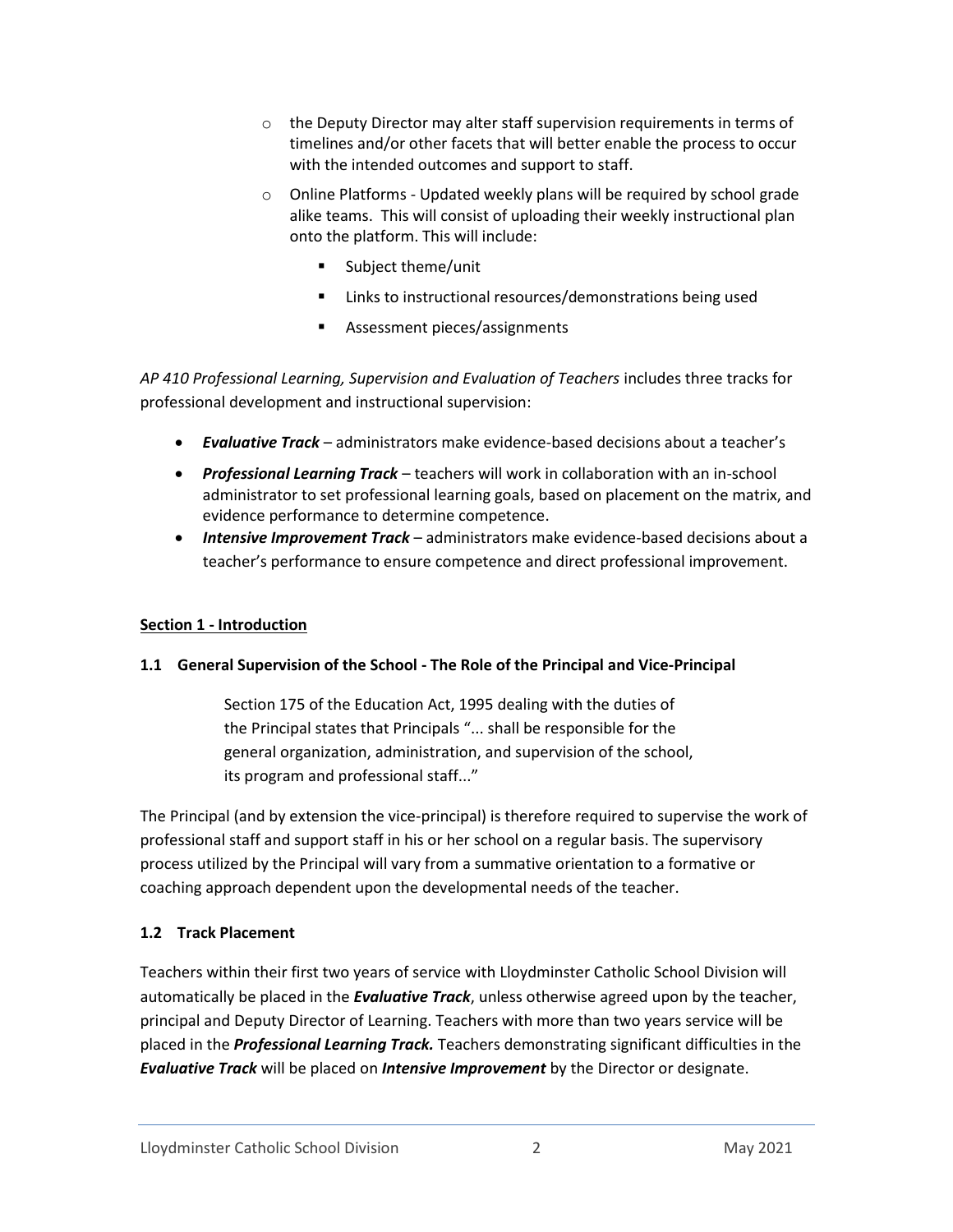- the Deputy Director may alter staff supervision requirements in terms of timelines and/or other facets that will better enable the process to occur with the intended outcomes and support to staff.
- Online Platforms - Updated weekly plans will be required by school grade alike teams. This will consist of uploading their weekly instructional plan onto the platform. This will include:
  - Subject theme/unit
  - Links to instructional resources/demonstrations being used
  - Assessment pieces/assignments

*AP 410 Professional Learning, Supervision and Evaluation of Teachers* includes three tracks for professional development and instructional supervision:

- ***Evaluative Track*** – administrators make evidence-based decisions about a teacher's
- ***Professional Learning Track*** – teachers will work in collaboration with an in-school administrator to set professional learning goals, based on placement on the matrix, and evidence performance to determine competence.
- ***Intensive Improvement Track*** – administrators make evidence-based decisions about a teacher's performance to ensure competence and direct professional improvement.

## Section 1 - Introduction

### 1.1 General Supervision of the School - The Role of the Principal and Vice-Principal

> Section 175 of the Education Act, 1995 dealing with the duties of the Principal states that Principals "... shall be responsible for the general organization, administration, and supervision of the school, its program and professional staff..."

The Principal (and by extension the vice-principal) is therefore required to supervise the work of professional staff and support staff in his or her school on a regular basis. The supervisory process utilized by the Principal will vary from a summative orientation to a formative or coaching approach dependent upon the developmental needs of the teacher.

### 1.2 Track Placement

Teachers within their first two years of service with Lloydminster Catholic School Division will automatically be placed in the ***Evaluative Track***, unless otherwise agreed upon by the teacher, principal and Deputy Director of Learning. Teachers with more than two years service will be placed in the ***Professional Learning Track.*** Teachers demonstrating significant difficulties in the ***Evaluative Track*** will be placed on ***Intensive Improvement*** by the Director or designate.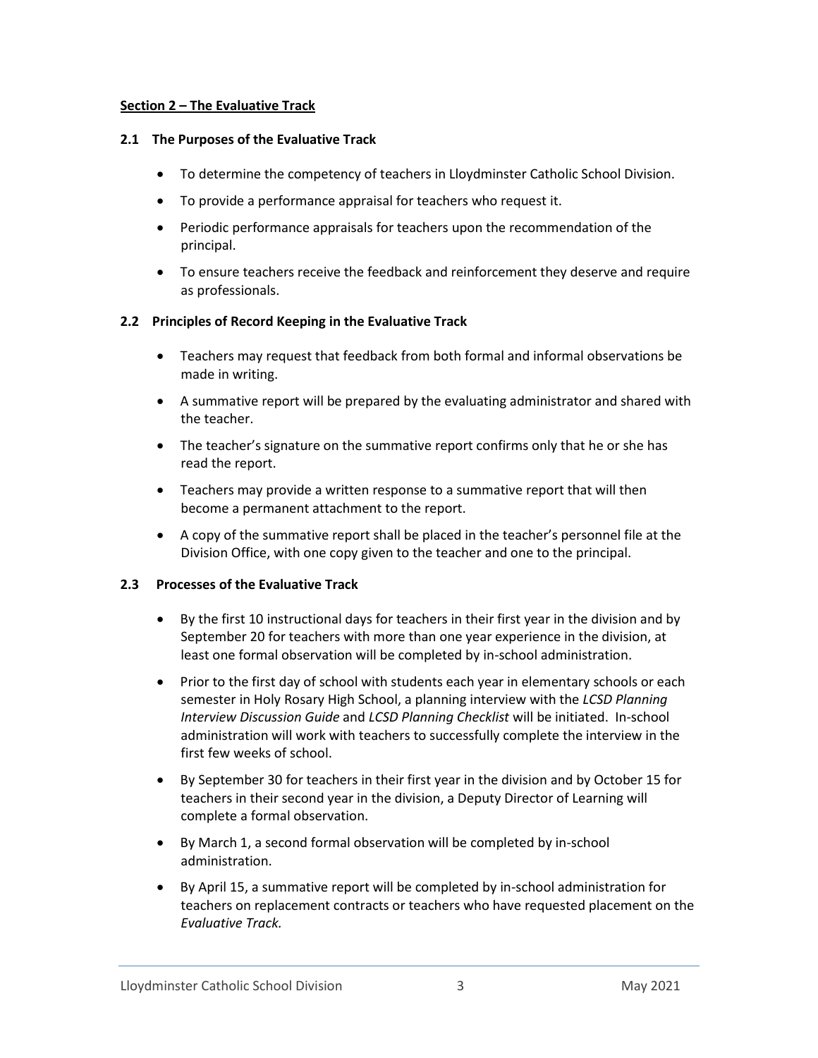## Section 2 – The Evaluative Track

### 2.1 The Purposes of the Evaluative Track

- To determine the competency of teachers in Lloydminster Catholic School Division.
- To provide a performance appraisal for teachers who request it.
- Periodic performance appraisals for teachers upon the recommendation of the principal.
- To ensure teachers receive the feedback and reinforcement they deserve and require as professionals.

### 2.2 Principles of Record Keeping in the Evaluative Track

- Teachers may request that feedback from both formal and informal observations be made in writing.
- A summative report will be prepared by the evaluating administrator and shared with the teacher.
- The teacher's signature on the summative report confirms only that he or she has read the report.
- Teachers may provide a written response to a summative report that will then become a permanent attachment to the report.
- A copy of the summative report shall be placed in the teacher's personnel file at the Division Office, with one copy given to the teacher and one to the principal.

### 2.3 Processes of the Evaluative Track

- By the first 10 instructional days for teachers in their first year in the division and by September 20 for teachers with more than one year experience in the division, at least one formal observation will be completed by in-school administration.
- Prior to the first day of school with students each year in elementary schools or each semester in Holy Rosary High School, a planning interview with the *LCSD Planning Interview Discussion Guide* and *LCSD Planning Checklist* will be initiated. In-school administration will work with teachers to successfully complete the interview in the first few weeks of school.
- By September 30 for teachers in their first year in the division and by October 15 for teachers in their second year in the division, a Deputy Director of Learning will complete a formal observation.
- By March 1, a second formal observation will be completed by in-school administration.
- By April 15, a summative report will be completed by in-school administration for teachers on replacement contracts or teachers who have requested placement on the *Evaluative Track.*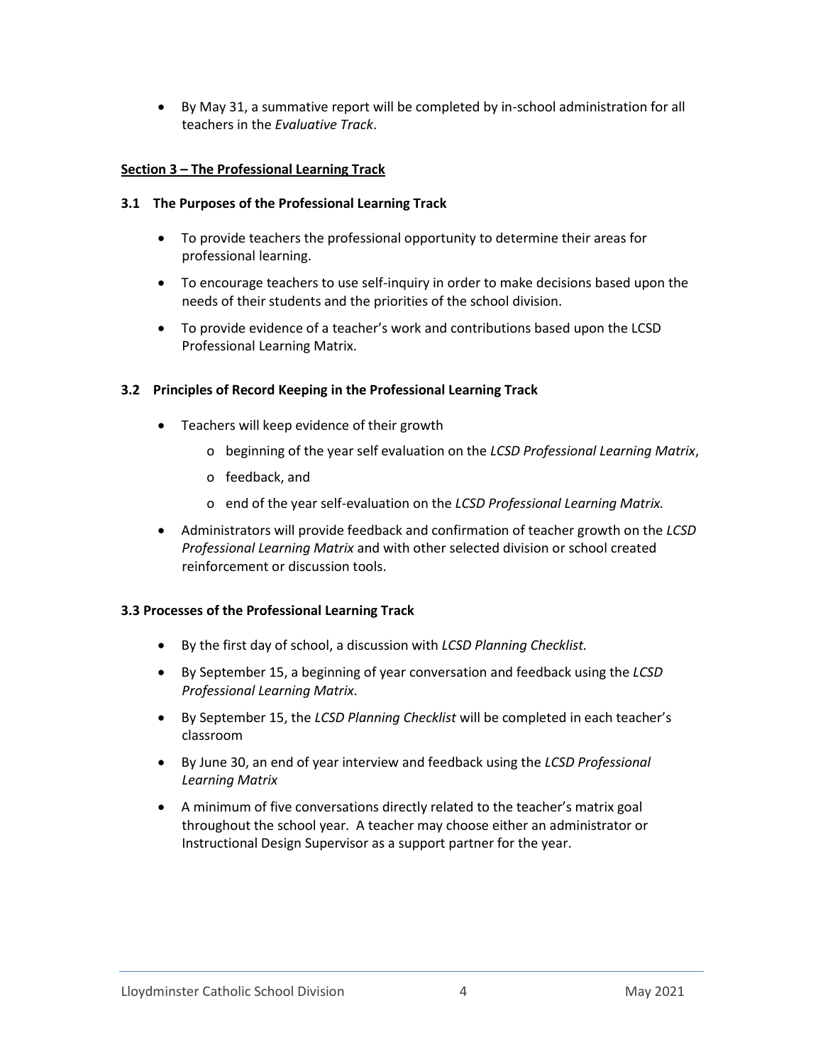- By May 31, a summative report will be completed by in-school administration for all teachers in the *Evaluative Track*.

## Section 3 – The Professional Learning Track

### 3.1 The Purposes of the Professional Learning Track

- To provide teachers the professional opportunity to determine their areas for professional learning.
- To encourage teachers to use self-inquiry in order to make decisions based upon the needs of their students and the priorities of the school division.
- To provide evidence of a teacher's work and contributions based upon the LCSD Professional Learning Matrix.

### 3.2 Principles of Record Keeping in the Professional Learning Track

- Teachers will keep evidence of their growth
  - beginning of the year self evaluation on the *LCSD Professional Learning Matrix*,
  - feedback, and
  - end of the year self-evaluation on the *LCSD Professional Learning Matrix.*
- Administrators will provide feedback and confirmation of teacher growth on the *LCSD Professional Learning Matrix* and with other selected division or school created reinforcement or discussion tools.

### 3.3 Processes of the Professional Learning Track

- By the first day of school, a discussion with *LCSD Planning Checklist.*
- By September 15, a beginning of year conversation and feedback using the *LCSD Professional Learning Matrix*.
- By September 15, the *LCSD Planning Checklist* will be completed in each teacher's classroom
- By June 30, an end of year interview and feedback using the *LCSD Professional Learning Matrix*
- A minimum of five conversations directly related to the teacher's matrix goal throughout the school year. A teacher may choose either an administrator or Instructional Design Supervisor as a support partner for the year.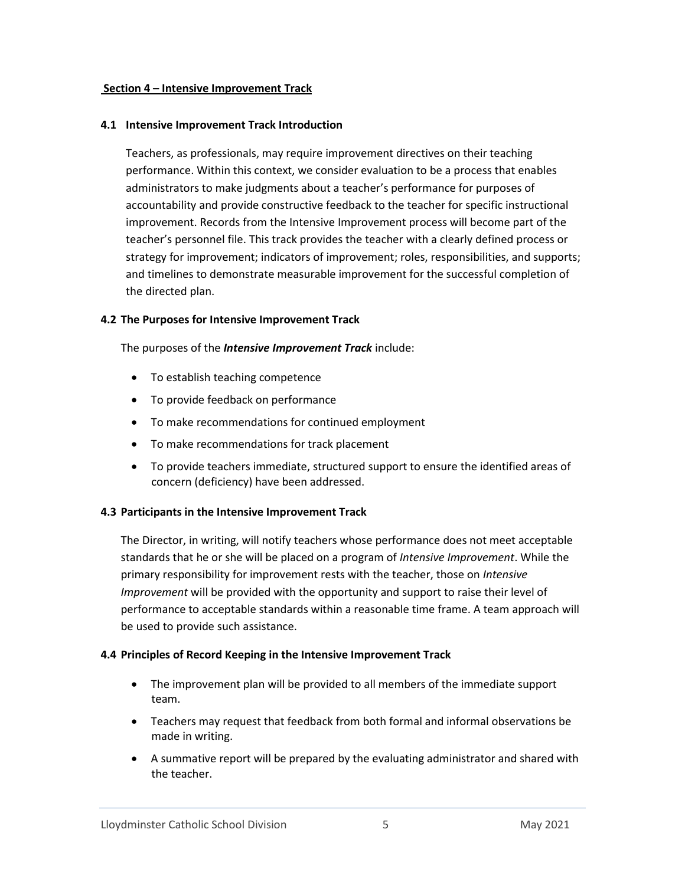## Section 4 – Intensive Improvement Track

### 4.1 Intensive Improvement Track Introduction

Teachers, as professionals, may require improvement directives on their teaching performance. Within this context, we consider evaluation to be a process that enables administrators to make judgments about a teacher's performance for purposes of accountability and provide constructive feedback to the teacher for specific instructional improvement. Records from the Intensive Improvement process will become part of the teacher's personnel file. This track provides the teacher with a clearly defined process or strategy for improvement; indicators of improvement; roles, responsibilities, and supports; and timelines to demonstrate measurable improvement for the successful completion of the directed plan.

### 4.2 The Purposes for Intensive Improvement Track

The purposes of the ***Intensive Improvement Track*** include:

- To establish teaching competence
- To provide feedback on performance
- To make recommendations for continued employment
- To make recommendations for track placement
- To provide teachers immediate, structured support to ensure the identified areas of concern (deficiency) have been addressed.

### 4.3 Participants in the Intensive Improvement Track

The Director, in writing, will notify teachers whose performance does not meet acceptable standards that he or she will be placed on a program of *Intensive Improvement*. While the primary responsibility for improvement rests with the teacher, those on *Intensive Improvement* will be provided with the opportunity and support to raise their level of performance to acceptable standards within a reasonable time frame. A team approach will be used to provide such assistance.

### 4.4 Principles of Record Keeping in the Intensive Improvement Track

- The improvement plan will be provided to all members of the immediate support team.
- Teachers may request that feedback from both formal and informal observations be made in writing.
- A summative report will be prepared by the evaluating administrator and shared with the teacher.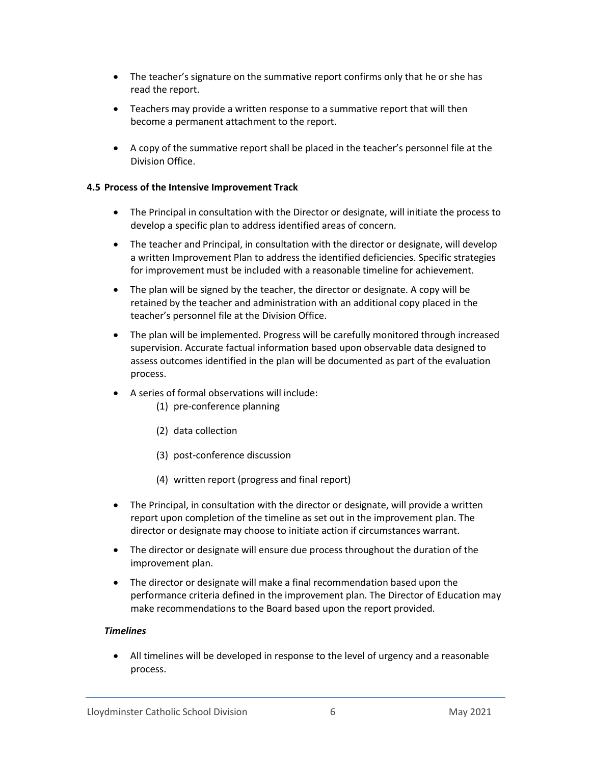- The teacher's signature on the summative report confirms only that he or she has read the report.
- Teachers may provide a written response to a summative report that will then become a permanent attachment to the report.
- A copy of the summative report shall be placed in the teacher's personnel file at the Division Office.

#### 4.5 Process of the Intensive Improvement Track

- The Principal in consultation with the Director or designate, will initiate the process to develop a specific plan to address identified areas of concern.
- The teacher and Principal, in consultation with the director or designate, will develop a written Improvement Plan to address the identified deficiencies. Specific strategies for improvement must be included with a reasonable timeline for achievement.
- The plan will be signed by the teacher, the director or designate. A copy will be retained by the teacher and administration with an additional copy placed in the teacher's personnel file at the Division Office.
- The plan will be implemented. Progress will be carefully monitored through increased supervision. Accurate factual information based upon observable data designed to assess outcomes identified in the plan will be documented as part of the evaluation process.
- A series of formal observations will include:
  (1) pre-conference planning
  (2) data collection
  (3) post-conference discussion
  (4) written report (progress and final report)
- The Principal, in consultation with the director or designate, will provide a written report upon completion of the timeline as set out in the improvement plan. The director or designate may choose to initiate action if circumstances warrant.
- The director or designate will ensure due process throughout the duration of the improvement plan.
- The director or designate will make a final recommendation based upon the performance criteria defined in the improvement plan. The Director of Education may make recommendations to the Board based upon the report provided.

***Timelines***

- All timelines will be developed in response to the level of urgency and a reasonable process.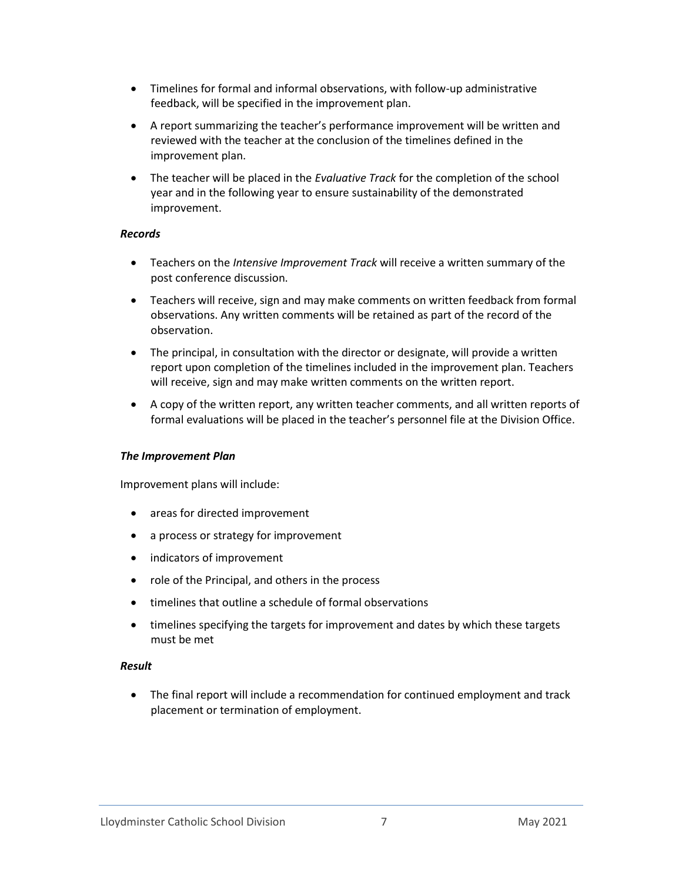- Timelines for formal and informal observations, with follow-up administrative feedback, will be specified in the improvement plan.
- A report summarizing the teacher's performance improvement will be written and reviewed with the teacher at the conclusion of the timelines defined in the improvement plan.
- The teacher will be placed in the *Evaluative Track* for the completion of the school year and in the following year to ensure sustainability of the demonstrated improvement.

***Records***

- Teachers on the *Intensive Improvement Track* will receive a written summary of the post conference discussion.
- Teachers will receive, sign and may make comments on written feedback from formal observations. Any written comments will be retained as part of the record of the observation.
- The principal, in consultation with the director or designate, will provide a written report upon completion of the timelines included in the improvement plan. Teachers will receive, sign and may make written comments on the written report.
- A copy of the written report, any written teacher comments, and all written reports of formal evaluations will be placed in the teacher's personnel file at the Division Office.

***The Improvement Plan***

Improvement plans will include:

- areas for directed improvement
- a process or strategy for improvement
- indicators of improvement
- role of the Principal, and others in the process
- timelines that outline a schedule of formal observations
- timelines specifying the targets for improvement and dates by which these targets must be met

***Result***

- The final report will include a recommendation for continued employment and track placement or termination of employment.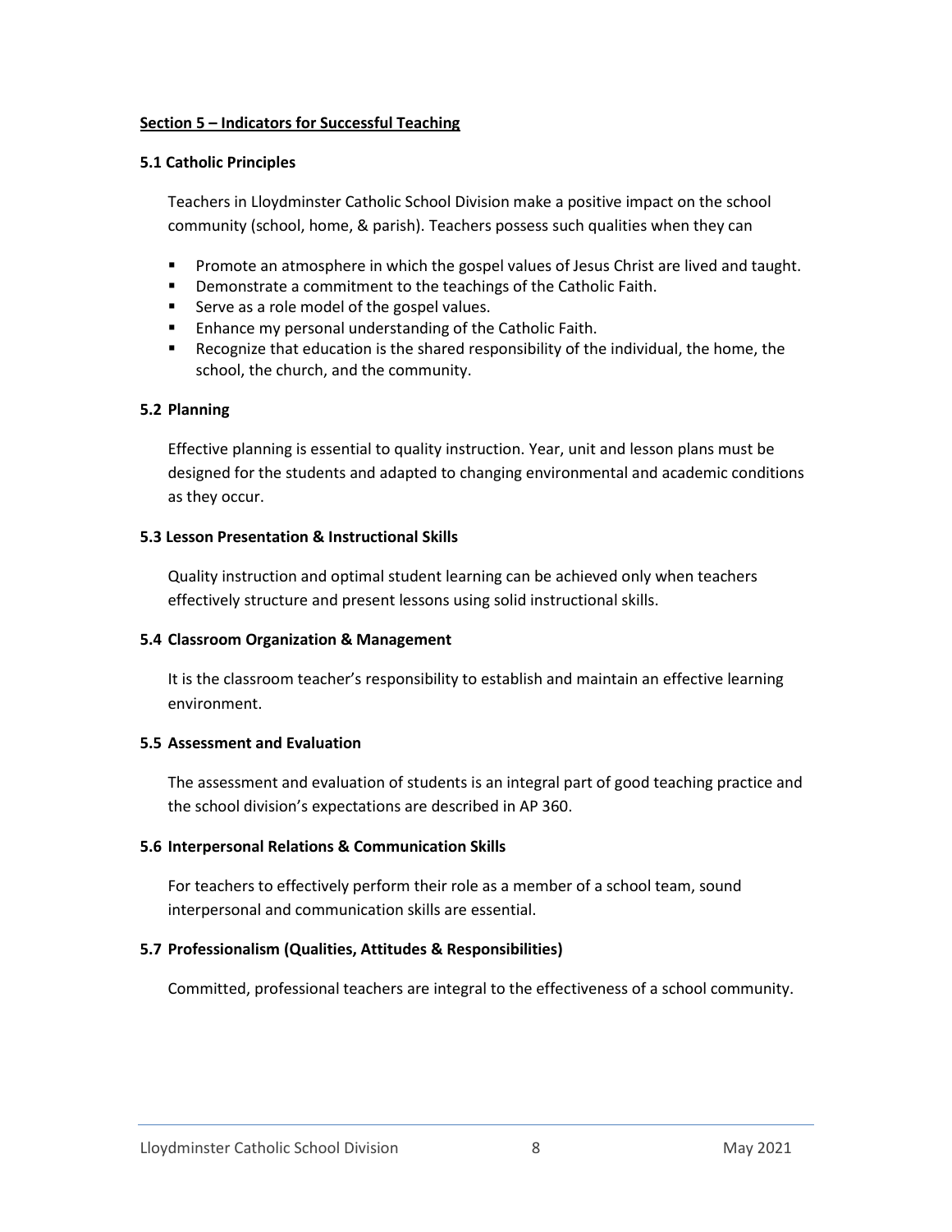## Section 5 – Indicators for Successful Teaching

### 5.1 Catholic Principles

Teachers in Lloydminster Catholic School Division make a positive impact on the school community (school, home, & parish). Teachers possess such qualities when they can

- Promote an atmosphere in which the gospel values of Jesus Christ are lived and taught.
- Demonstrate a commitment to the teachings of the Catholic Faith.
- Serve as a role model of the gospel values.
- Enhance my personal understanding of the Catholic Faith.
- Recognize that education is the shared responsibility of the individual, the home, the school, the church, and the community.

### 5.2 Planning

Effective planning is essential to quality instruction. Year, unit and lesson plans must be designed for the students and adapted to changing environmental and academic conditions as they occur.

### 5.3 Lesson Presentation & Instructional Skills

Quality instruction and optimal student learning can be achieved only when teachers effectively structure and present lessons using solid instructional skills.

### 5.4 Classroom Organization & Management

It is the classroom teacher's responsibility to establish and maintain an effective learning environment.

### 5.5 Assessment and Evaluation

The assessment and evaluation of students is an integral part of good teaching practice and the school division's expectations are described in AP 360.

### 5.6 Interpersonal Relations & Communication Skills

For teachers to effectively perform their role as a member of a school team, sound interpersonal and communication skills are essential.

### 5.7 Professionalism (Qualities, Attitudes & Responsibilities)

Committed, professional teachers are integral to the effectiveness of a school community.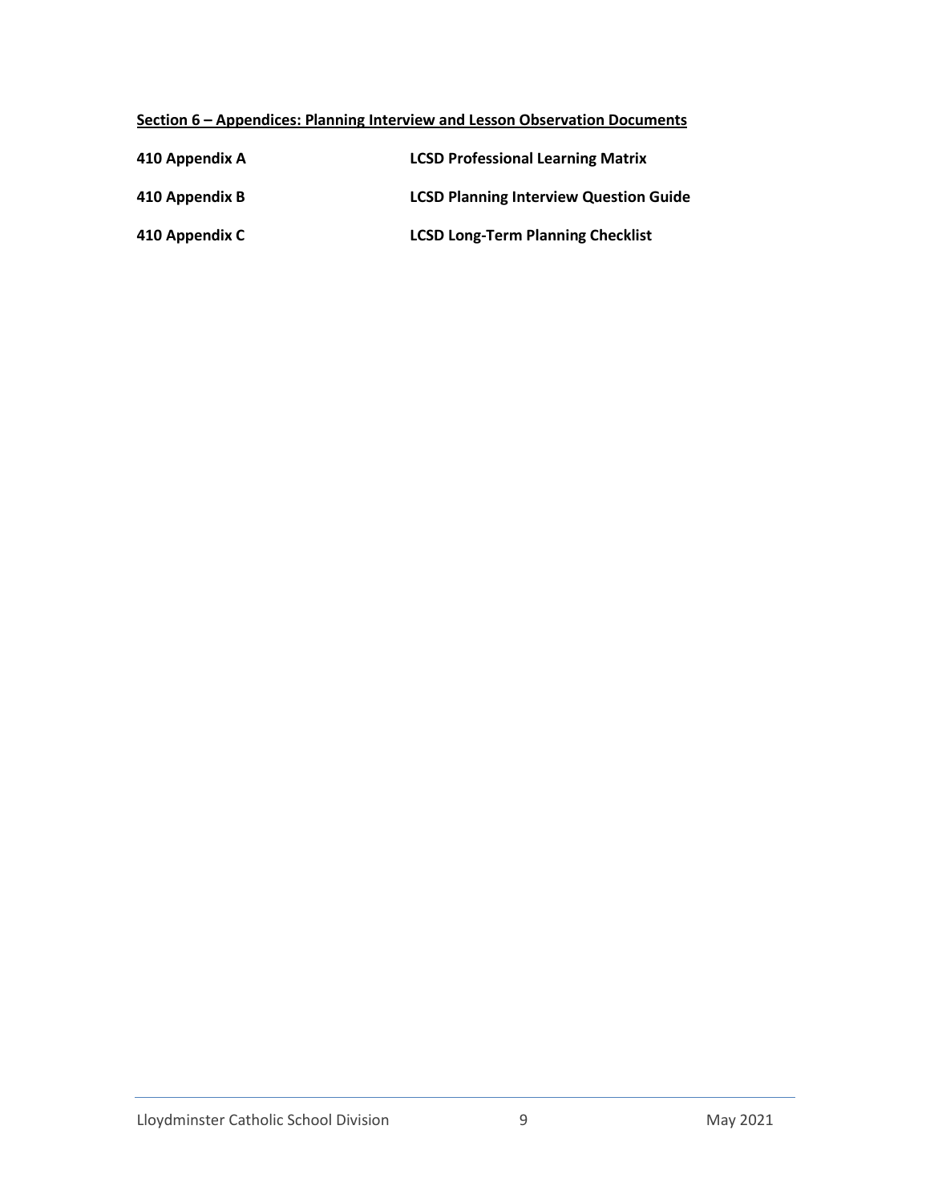**<u>Section 6 – Appendices: Planning Interview and Lesson Observation Documents</u>**

| | |
|---|---|
| **410 Appendix A** | **LCSD Professional Learning Matrix** |
| **410 Appendix B** | **LCSD Planning Interview Question Guide** |
| **410 Appendix C** | **LCSD Long-Term Planning Checklist** |